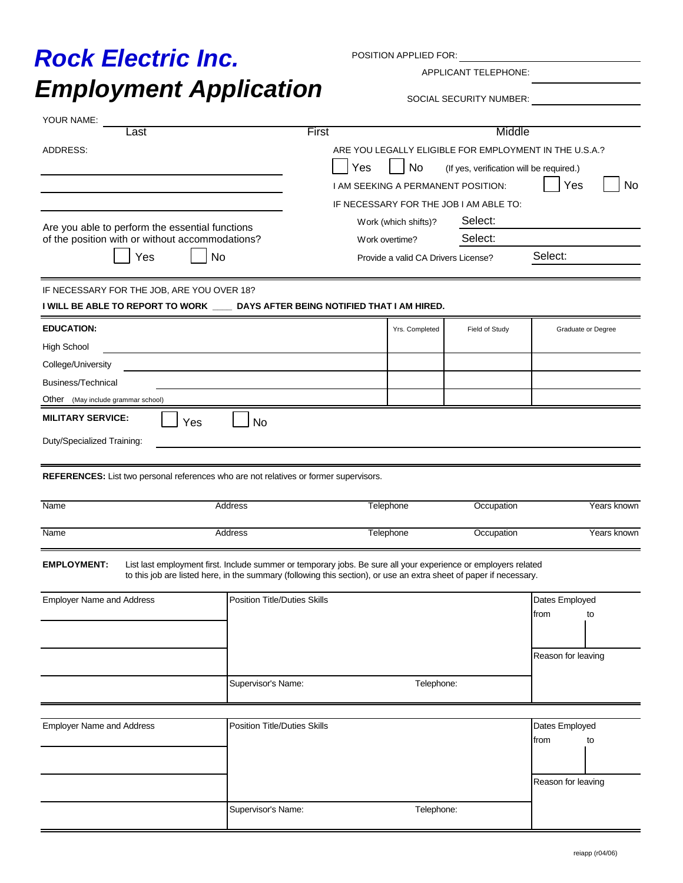# Rock Electric Inc.
# Employment Application

POSITION APPLIED FOR: ____________________

APPLICANT TELEPHONE: ____________________

SOCIAL SECURITY NUMBER: ____________________

YOUR NAME: ____________________
Last First Middle

ADDRESS:
____________________
____________________
____________________

ARE YOU LEGALLY ELIGIBLE FOR EMPLOYMENT IN THE U.S.A.?
☐ Yes ☐ No (If yes, verification will be required.)

I AM SEEKING A PERMANENT POSITION: ☐ Yes ☐ No

IF NECESSARY FOR THE JOB I AM ABLE TO:

- Work (which shifts)? Select:
- Work overtime? Select:
- Provide a valid CA Drivers License? Select:

Are you able to perform the essential functions of the position with or without accommodations?
☐ Yes ☐ No

IF NECESSARY FOR THE JOB, ARE YOU OVER 18?

**I WILL BE ABLE TO REPORT TO WORK ____ DAYS AFTER BEING NOTIFIED THAT I AM HIRED.**

| **EDUCATION:** | Yrs. Completed | Field of Study | Graduate or Degree |
|---|---|---|---|
| High School | | | |
| College/University | | | |
| Business/Technical | | | |
| Other (May include grammar school) | | | |

**MILITARY SERVICE:** ☐ Yes ☐ No

Duty/Specialized Training: ____________________

**REFERENCES:** List two personal references who are not relatives or former supervisors.

| Name | Address | Telephone | Occupation | Years known |
|---|---|---|---|---|
| | | | | |
| | | | | |

**EMPLOYMENT:** List last employment first. Include summer or temporary jobs. Be sure all your experience or employers related to this job are listed here, in the summary (following this section), or use an extra sheet of paper if necessary.

| Employer Name and Address | Position Title/Duties Skills | | Dates Employed from / to |
|---|---|---|---|
| | | | Reason for leaving |
| | Supervisor's Name: | Telephone: | |

| Employer Name and Address | Position Title/Duties Skills | | Dates Employed from / to |
|---|---|---|---|
| | | | Reason for leaving |
| | Supervisor's Name: | Telephone: | |

reiapp (r04/06)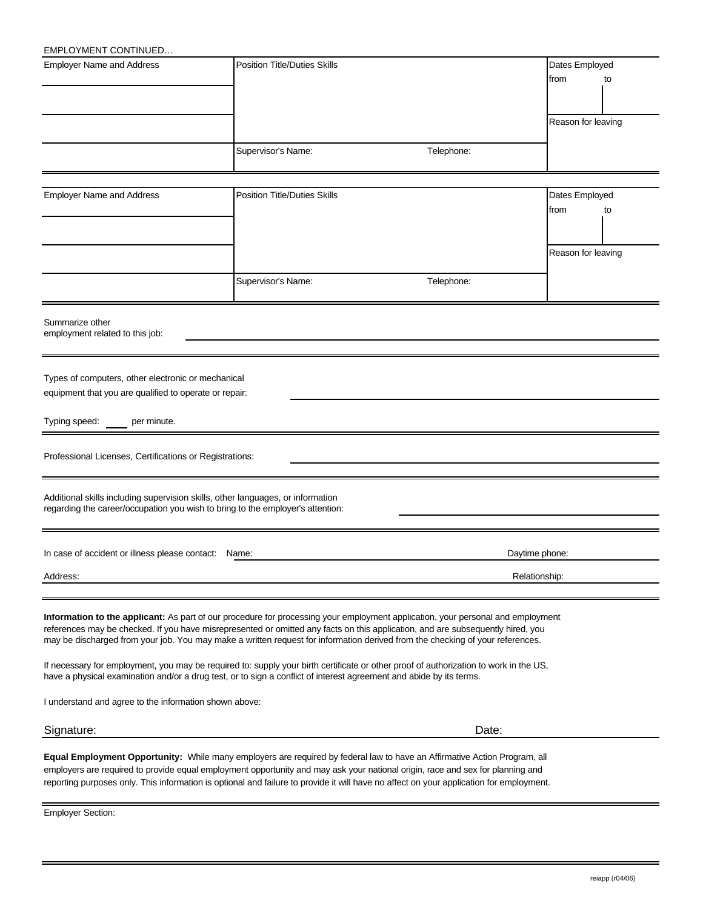EMPLOYMENT CONTINUED…

| Employer Name and Address | Position Title/Duties Skills | | Dates Employed from to |
|---|---|---|---|
| | | | |
| | | | Reason for leaving |
| | Supervisor's Name: | Telephone: | |

| Employer Name and Address | Position Title/Duties Skills | | Dates Employed from to |
|---|---|---|---|
| | | | |
| | | | Reason for leaving |
| | Supervisor's Name: | Telephone: | |

Summarize other employment related to this job: ______________________

Types of computers, other electronic or mechanical equipment that you are qualified to operate or repair: ______________________

Typing speed: ____ per minute.

Professional Licenses, Certifications or Registrations: ______________________

Additional skills including supervision skills, other languages, or information regarding the career/occupation you wish to bring to the employer's attention: ______________________

In case of accident or illness please contact: Name: ______________________ Daytime phone: ______________________

Address: ______________________ Relationship: ______________________

**Information to the applicant:** As part of our procedure for processing your employment application, your personal and employment references may be checked. If you have misrepresented or omitted any facts on this application, and are subsequently hired, you may be discharged from your job. You may make a written request for information derived from the checking of your references.

If necessary for employment, you may be required to: supply your birth certificate or other proof of authorization to work in the US, have a physical examination and/or a drug test, or to sign a conflict of interest agreement and abide by its terms.

I understand and agree to the information shown above:

Signature: ______________________ Date: ______________________

**Equal Employment Opportunity:** While many employers are required by federal law to have an Affirmative Action Program, all employers are required to provide equal employment opportunity and may ask your national origin, race and sex for planning and reporting purposes only. This information is optional and failure to provide it will have no affect on your application for employment.

Employer Section:

reiapp (r04/06)